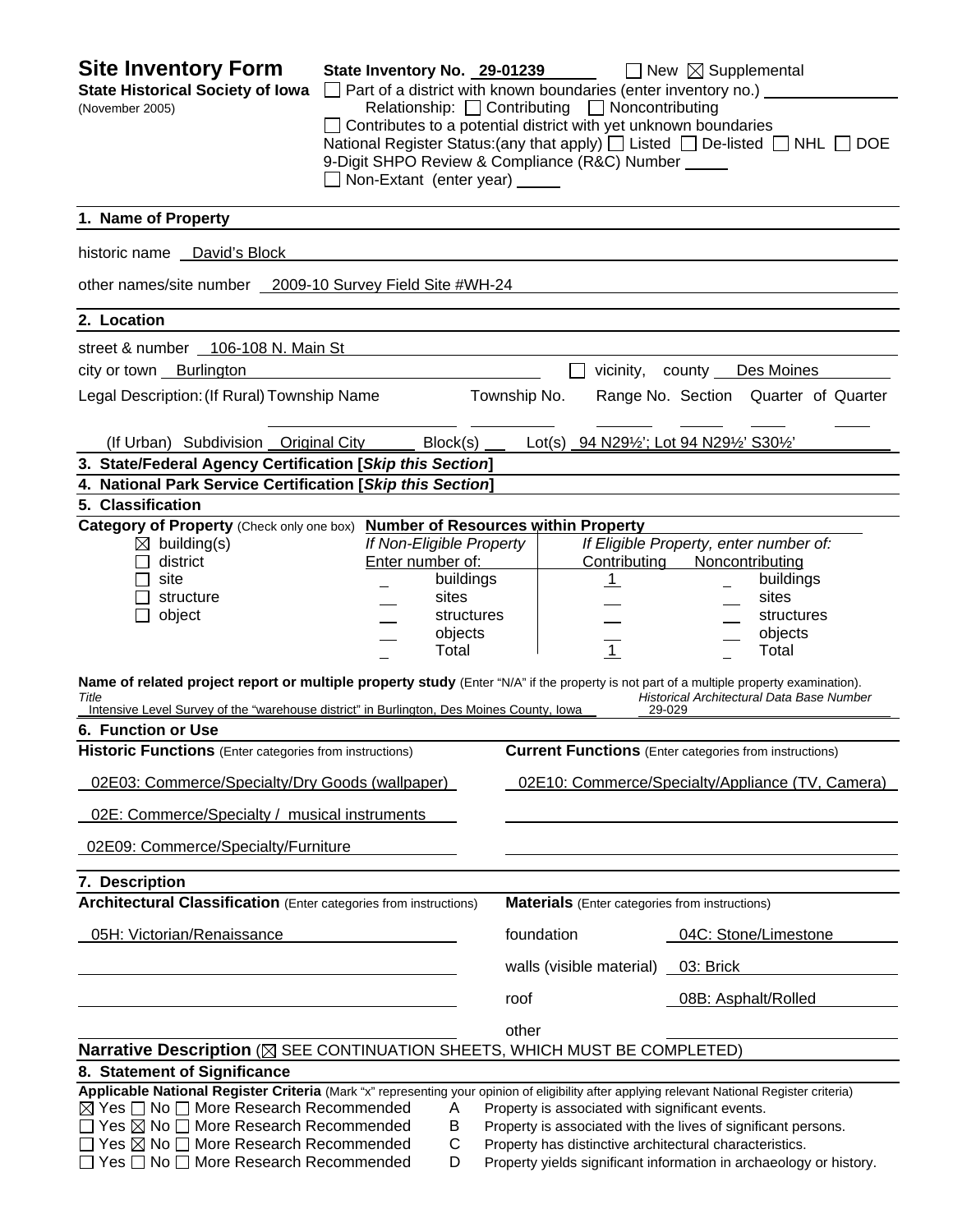# Site Inventory Form

**State Historical Society of Iowa**
(November 2005)

**State Inventory No.** 29-01239 ☐ New ☒ Supplemental

☐ Part of a district with known boundaries (enter inventory no.) ________
Relationship: ☐ Contributing ☐ Noncontributing
☐ Contributes to a potential district with yet unknown boundaries
National Register Status:(any that apply) ☐ Listed ☐ De-listed ☐ NHL ☐ DOE
9-Digit SHPO Review & Compliance (R&C) Number ____
☐ Non-Extant (enter year) ____

## 1. Name of Property

historic name David's Block

other names/site number 2009-10 Survey Field Site #WH-24

## 2. Location

street & number 106-108 N. Main St

city or town Burlington ☐ vicinity, county Des Moines

Legal Description: (If Rural) Township Name ____ Township No. ____ Range No. ____ Section ____ Quarter of Quarter ____

(If Urban) Subdivision Original City Block(s) ____ Lot(s) 94 N29½'; Lot 94 N29½' S30½'

## 3. State/Federal Agency Certification [*Skip this Section*]

## 4. National Park Service Certification [*Skip this Section*]

## 5. Classification

**Category of Property** (Check only one box)

☒ building(s)
☐ district
☐ site
☐ structure
☐ object

**Number of Resources within Property**

| If Non-Eligible Property Enter number of: | | If Eligible Property, enter number of: Contributing | Noncontributing | |
|---|---|---|---|---|
| _ | buildings | 1 | _ | buildings |
| _ | sites | _ | _ | sites |
| _ | structures | _ | _ | structures |
| _ | objects | _ | _ | objects |
| _ | Total | 1 | _ | Total |

**Name of related project report or multiple property study** (Enter "N/A" if the property is not part of a multiple property examination).

| *Title* | *Historical Architectural Data Base Number* |
|---|---|
| Intensive Level Survey of the "warehouse district" in Burlington, Des Moines County, Iowa | 29-029 |

## 6. Function or Use

| **Historic Functions** (Enter categories from instructions) | **Current Functions** (Enter categories from instructions) |
|---|---|
| 02E03: Commerce/Specialty/Dry Goods (wallpaper) | 02E10: Commerce/Specialty/Appliance (TV, Camera) |
| 02E: Commerce/Specialty / musical instruments | |
| 02E09: Commerce/Specialty/Furniture | |

## 7. Description

**Architectural Classification** (Enter categories from instructions)

05H: Victorian/Renaissance

**Materials** (Enter categories from instructions)

| | |
|---|---|
| foundation | 04C: Stone/Limestone |
| walls (visible material) | 03: Brick |
| roof | 08B: Asphalt/Rolled |
| other | |

**Narrative Description** (☒ SEE CONTINUATION SHEETS, WHICH MUST BE COMPLETED)

## 8. Statement of Significance

**Applicable National Register Criteria** (Mark "x" representing your opinion of eligibility after applying relevant National Register criteria)

- ☒ Yes ☐ No ☐ More Research Recommended — A — Property is associated with significant events.
- ☐ Yes ☒ No ☐ More Research Recommended — B — Property is associated with the lives of significant persons.
- ☐ Yes ☒ No ☐ More Research Recommended — C — Property has distinctive architectural characteristics.
- ☐ Yes ☐ No ☐ More Research Recommended — D — Property yields significant information in archaeology or history.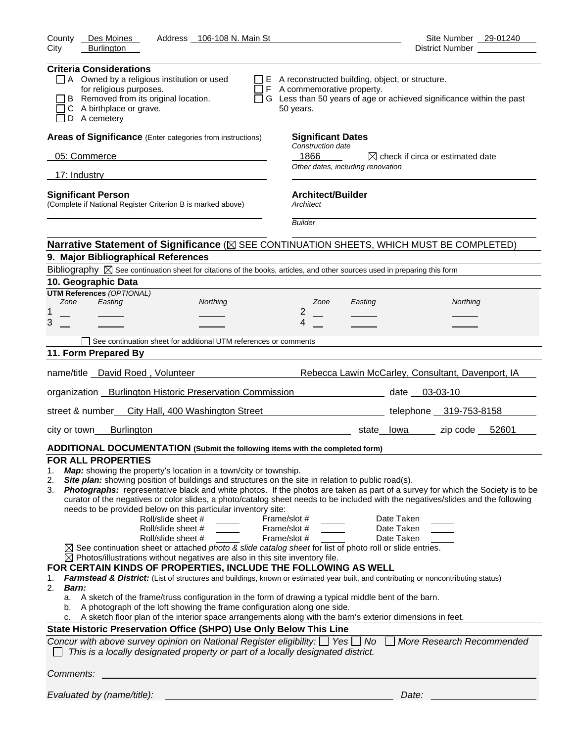County Des Moines Address 106-108 N. Main St Site Number 29-01240
City Burlington District Number

**Criteria Considerations**

- ☐ A Owned by a religious institution or used for religious purposes.
- ☐ B Removed from its original location.
- ☐ C A birthplace or grave.
- ☐ D A cemetery
- ☐ E A reconstructed building, object, or structure.
- ☐ F A commemorative property.
- ☐ G Less than 50 years of age or achieved significance within the past 50 years.

**Areas of Significance** (Enter categories from instructions)

05: Commerce

17: Industry

**Significant Dates**

*Construction date*

1866 ☒ check if circa or estimated date

*Other dates, including renovation*

**Significant Person**

(Complete if National Register Criterion B is marked above)

**Architect/Builder**

*Architect*

*Builder*

**Narrative Statement of Significance** (☒ SEE CONTINUATION SHEETS, WHICH MUST BE COMPLETED)

## 9. Major Bibliographical References

Bibliography ☒ See continuation sheet for citations of the books, articles, and other sources used in preparing this form

## 10. Geographic Data

**UTM References** *(OPTIONAL)*

| | Zone | Easting | Northing | | Zone | Easting | Northing |
|---|---|---|---|---|---|---|---|
| 1 | | | | 2 | | | |
| 3 | | | | 4 | | | |

☐ See continuation sheet for additional UTM references or comments

## 11. Form Prepared By

name/title David Roed , Volunteer Rebecca Lawin McCarley, Consultant, Davenport, IA

organization Burlington Historic Preservation Commission date 03-03-10

street & number City Hall, 400 Washington Street telephone 319-753-8158

city or town Burlington state Iowa zip code 52601

## ADDITIONAL DOCUMENTATION (Submit the following items with the completed form)

### FOR ALL PROPERTIES

1. ***Map:*** showing the property's location in a town/city or township.
2. ***Site plan:*** showing position of buildings and structures on the site in relation to public road(s).
3. ***Photographs:*** representative black and white photos. If the photos are taken as part of a survey for which the Society is to be curator of the negatives or color slides, a photo/catalog sheet needs to be included with the negatives/slides and the following needs to be provided below on this particular inventory site:

| Roll/slide sheet # | Frame/slot # | Date Taken |
|---|---|---|
| | | |
| | | |
| | | |

☒ See continuation sheet or attached *photo & slide catalog sheet* for list of photo roll or slide entries.

☒ Photos/illustrations without negatives are also in this site inventory file.

### FOR CERTAIN KINDS OF PROPERTIES, INCLUDE THE FOLLOWING AS WELL

1. ***Farmstead & District:*** (List of structures and buildings, known or estimated year built, and contributing or noncontributing status)
2. ***Barn:***
   a. A sketch of the frame/truss configuration in the form of drawing a typical middle bent of the barn.
   b. A photograph of the loft showing the frame configuration along one side.
   c. A sketch floor plan of the interior space arrangements along with the barn's exterior dimensions in feet.

### State Historic Preservation Office (SHPO) Use Only Below This Line

*Concur with above survey opinion on National Register eligibility:* ☐ *Yes* ☐ *No* ☐ *More Research Recommended*

☐ *This is a locally designated property or part of a locally designated district.*

*Comments:*

*Evaluated by (name/title):* *Date:*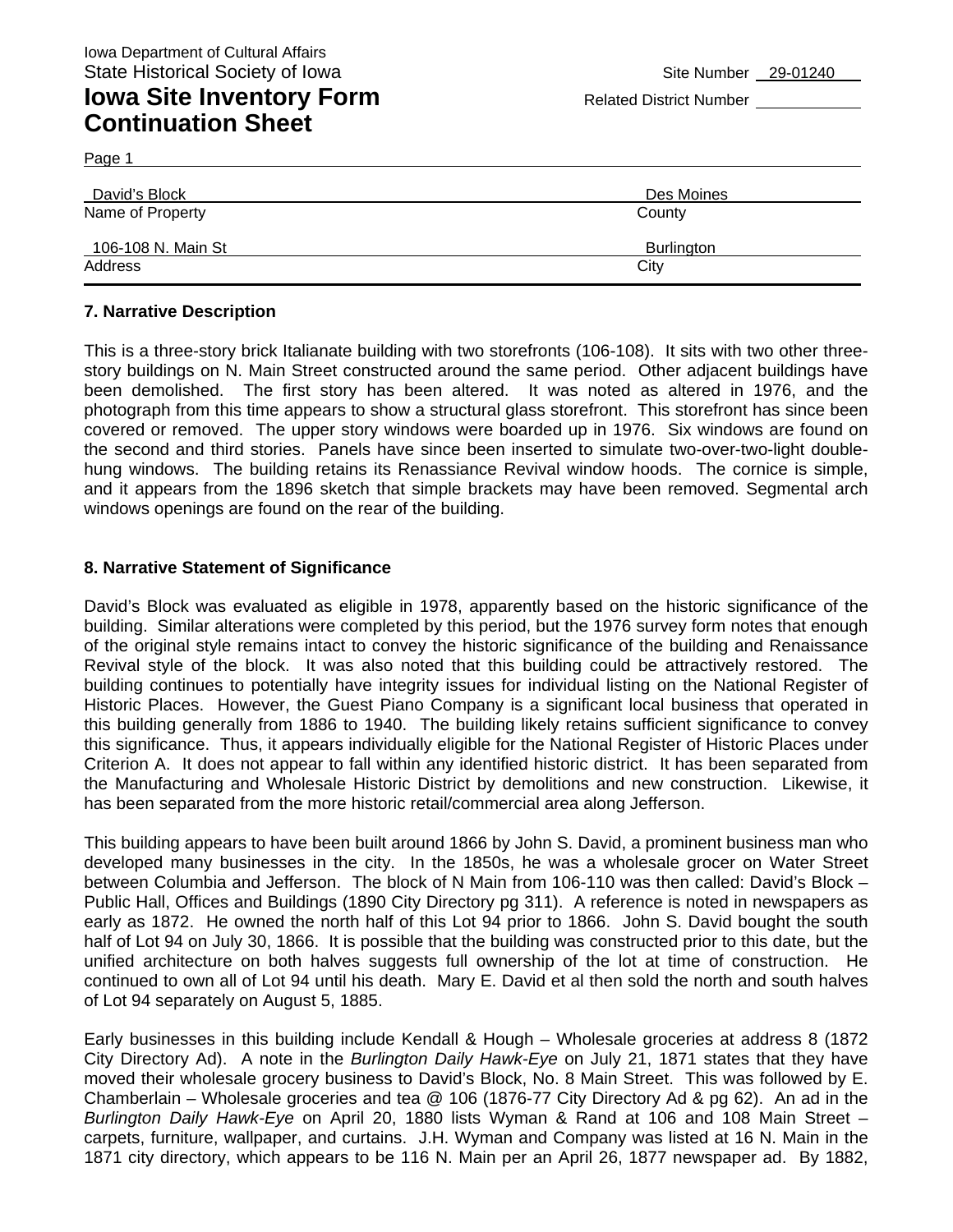Iowa Department of Cultural Affairs
State Historical Society of Iowa

Site Number 29-01240

# Iowa Site Inventory Form Continuation Sheet

Related District Number

Page 1

| | |
|---|---|
| David's Block | Des Moines |
| Name of Property | County |
| 106-108 N. Main St | Burlington |
| Address | City |

## 7. Narrative Description

This is a three-story brick Italianate building with two storefronts (106-108). It sits with two other three-story buildings on N. Main Street constructed around the same period. Other adjacent buildings have been demolished. The first story has been altered. It was noted as altered in 1976, and the photograph from this time appears to show a structural glass storefront. This storefront has since been covered or removed. The upper story windows were boarded up in 1976. Six windows are found on the second and third stories. Panels have since been inserted to simulate two-over-two-light double-hung windows. The building retains its Renassiance Revival window hoods. The cornice is simple, and it appears from the 1896 sketch that simple brackets may have been removed. Segmental arch windows openings are found on the rear of the building.

## 8. Narrative Statement of Significance

David's Block was evaluated as eligible in 1978, apparently based on the historic significance of the building. Similar alterations were completed by this period, but the 1976 survey form notes that enough of the original style remains intact to convey the historic significance of the building and Renaissance Revival style of the block. It was also noted that this building could be attractively restored. The building continues to potentially have integrity issues for individual listing on the National Register of Historic Places. However, the Guest Piano Company is a significant local business that operated in this building generally from 1886 to 1940. The building likely retains sufficient significance to convey this significance. Thus, it appears individually eligible for the National Register of Historic Places under Criterion A. It does not appear to fall within any identified historic district. It has been separated from the Manufacturing and Wholesale Historic District by demolitions and new construction. Likewise, it has been separated from the more historic retail/commercial area along Jefferson.

This building appears to have been built around 1866 by John S. David, a prominent business man who developed many businesses in the city. In the 1850s, he was a wholesale grocer on Water Street between Columbia and Jefferson. The block of N Main from 106-110 was then called: David's Block – Public Hall, Offices and Buildings (1890 City Directory pg 311). A reference is noted in newspapers as early as 1872. He owned the north half of this Lot 94 prior to 1866. John S. David bought the south half of Lot 94 on July 30, 1866. It is possible that the building was constructed prior to this date, but the unified architecture on both halves suggests full ownership of the lot at time of construction. He continued to own all of Lot 94 until his death. Mary E. David et al then sold the north and south halves of Lot 94 separately on August 5, 1885.

Early businesses in this building include Kendall & Hough – Wholesale groceries at address 8 (1872 City Directory Ad). A note in the *Burlington Daily Hawk-Eye* on July 21, 1871 states that they have moved their wholesale grocery business to David's Block, No. 8 Main Street. This was followed by E. Chamberlain – Wholesale groceries and tea @ 106 (1876-77 City Directory Ad & pg 62). An ad in the *Burlington Daily Hawk-Eye* on April 20, 1880 lists Wyman & Rand at 106 and 108 Main Street – carpets, furniture, wallpaper, and curtains. J.H. Wyman and Company was listed at 16 N. Main in the 1871 city directory, which appears to be 116 N. Main per an April 26, 1877 newspaper ad. By 1882,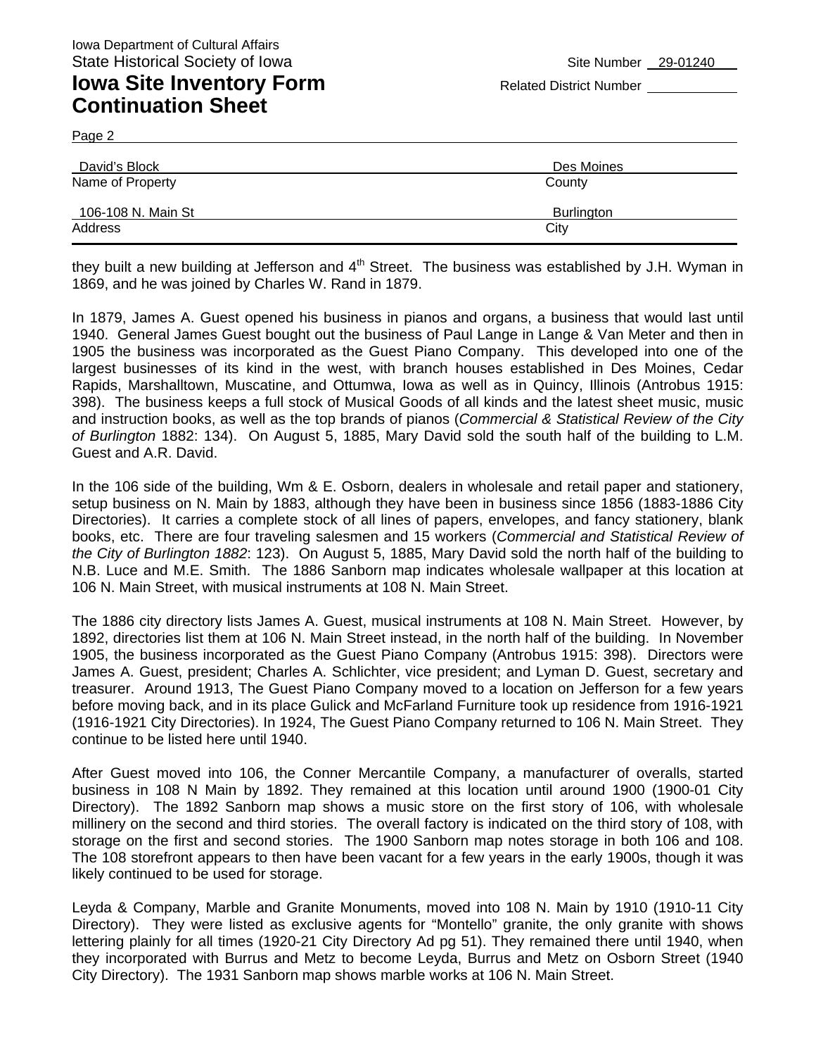they built a new building at Jefferson and 4th Street. The business was established by J.H. Wyman in 1869, and he was joined by Charles W. Rand in 1879.

In 1879, James A. Guest opened his business in pianos and organs, a business that would last until 1940. General James Guest bought out the business of Paul Lange in Lange & Van Meter and then in 1905 the business was incorporated as the Guest Piano Company. This developed into one of the largest businesses of its kind in the west, with branch houses established in Des Moines, Cedar Rapids, Marshalltown, Muscatine, and Ottumwa, Iowa as well as in Quincy, Illinois (Antrobus 1915: 398). The business keeps a full stock of Musical Goods of all kinds and the latest sheet music, music and instruction books, as well as the top brands of pianos (*Commercial & Statistical Review of the City of Burlington* 1882: 134). On August 5, 1885, Mary David sold the south half of the building to L.M. Guest and A.R. David.

In the 106 side of the building, Wm & E. Osborn, dealers in wholesale and retail paper and stationery, setup business on N. Main by 1883, although they have been in business since 1856 (1883-1886 City Directories). It carries a complete stock of all lines of papers, envelopes, and fancy stationery, blank books, etc. There are four traveling salesmen and 15 workers (*Commercial and Statistical Review of the City of Burlington 1882*: 123). On August 5, 1885, Mary David sold the north half of the building to N.B. Luce and M.E. Smith. The 1886 Sanborn map indicates wholesale wallpaper at this location at 106 N. Main Street, with musical instruments at 108 N. Main Street.

The 1886 city directory lists James A. Guest, musical instruments at 108 N. Main Street. However, by 1892, directories list them at 106 N. Main Street instead, in the north half of the building. In November 1905, the business incorporated as the Guest Piano Company (Antrobus 1915: 398). Directors were James A. Guest, president; Charles A. Schlichter, vice president; and Lyman D. Guest, secretary and treasurer. Around 1913, The Guest Piano Company moved to a location on Jefferson for a few years before moving back, and in its place Gulick and McFarland Furniture took up residence from 1916-1921 (1916-1921 City Directories). In 1924, The Guest Piano Company returned to 106 N. Main Street. They continue to be listed here until 1940.

After Guest moved into 106, the Conner Mercantile Company, a manufacturer of overalls, started business in 108 N Main by 1892. They remained at this location until around 1900 (1900-01 City Directory). The 1892 Sanborn map shows a music store on the first story of 106, with wholesale millinery on the second and third stories. The overall factory is indicated on the third story of 108, with storage on the first and second stories. The 1900 Sanborn map notes storage in both 106 and 108. The 108 storefront appears to then have been vacant for a few years in the early 1900s, though it was likely continued to be used for storage.

Leyda & Company, Marble and Granite Monuments, moved into 108 N. Main by 1910 (1910-11 City Directory). They were listed as exclusive agents for "Montello" granite, the only granite with shows lettering plainly for all times (1920-21 City Directory Ad pg 51). They remained there until 1940, when they incorporated with Burrus and Metz to become Leyda, Burrus and Metz on Osborn Street (1940 City Directory). The 1931 Sanborn map shows marble works at 106 N. Main Street.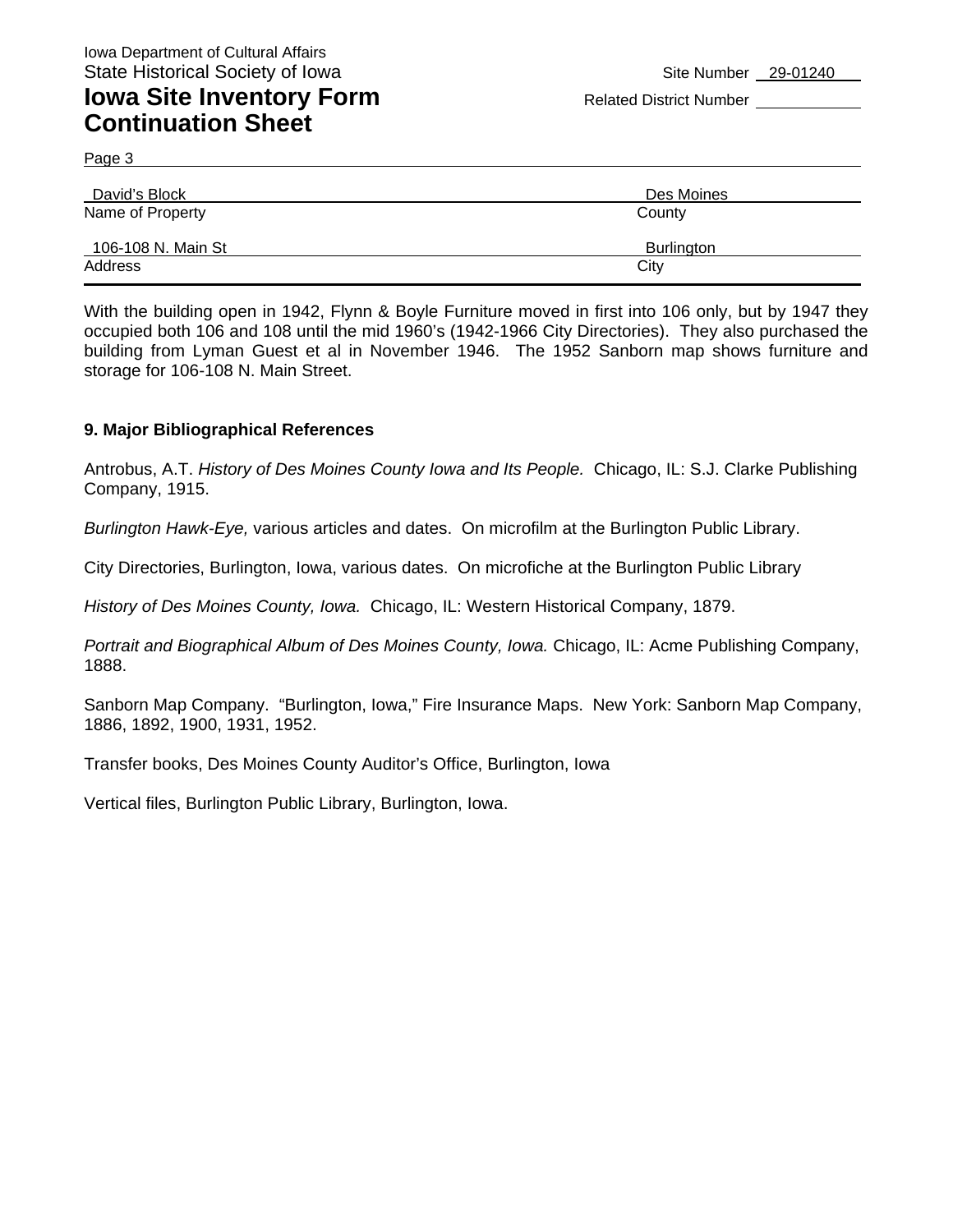Iowa Department of Cultural Affairs
State Historical Society of Iowa

Site Number 29-01240

# Iowa Site Inventory Form Continuation Sheet

Related District Number

| David's Block | Des Moines |
|---|---|
| Name of Property | County |
| 106-108 N. Main St | Burlington |
| Address | City |

With the building open in 1942, Flynn & Boyle Furniture moved in first into 106 only, but by 1947 they occupied both 106 and 108 until the mid 1960's (1942-1966 City Directories). They also purchased the building from Lyman Guest et al in November 1946. The 1952 Sanborn map shows furniture and storage for 106-108 N. Main Street.

## 9. Major Bibliographical References

Antrobus, A.T. *History of Des Moines County Iowa and Its People.* Chicago, IL: S.J. Clarke Publishing Company, 1915.

*Burlington Hawk-Eye,* various articles and dates. On microfilm at the Burlington Public Library.

City Directories, Burlington, Iowa, various dates. On microfiche at the Burlington Public Library

*History of Des Moines County, Iowa.* Chicago, IL: Western Historical Company, 1879.

*Portrait and Biographical Album of Des Moines County, Iowa.* Chicago, IL: Acme Publishing Company, 1888.

Sanborn Map Company. "Burlington, Iowa," Fire Insurance Maps. New York: Sanborn Map Company, 1886, 1892, 1900, 1931, 1952.

Transfer books, Des Moines County Auditor's Office, Burlington, Iowa

Vertical files, Burlington Public Library, Burlington, Iowa.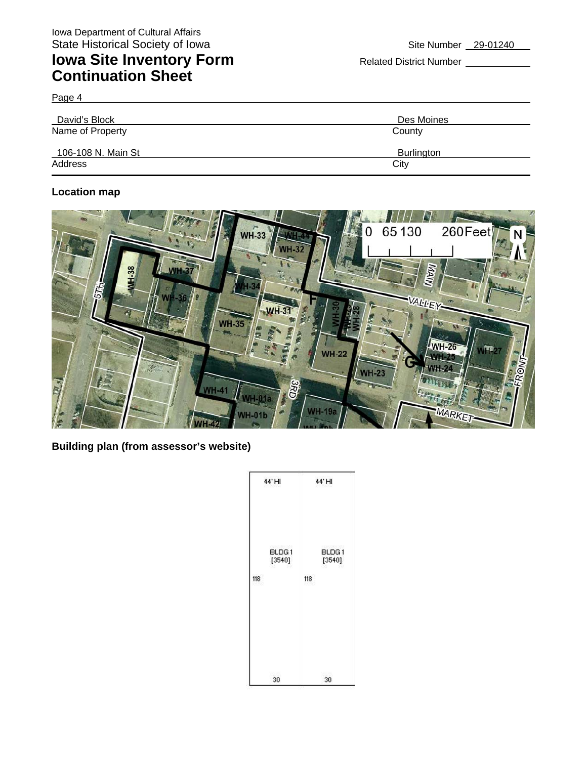Iowa Department of Cultural Affairs
State Historical Society of Iowa

# Iowa Site Inventory Form Continuation Sheet

Site Number 29-01240

Related District Number

Page 4

| | |
|---|---|
| David's Block | Des Moines |
| Name of Property | County |
| 106-108 N. Main St | Burlington |
| Address | City |

### Location map

### Building plan (from assessor's website)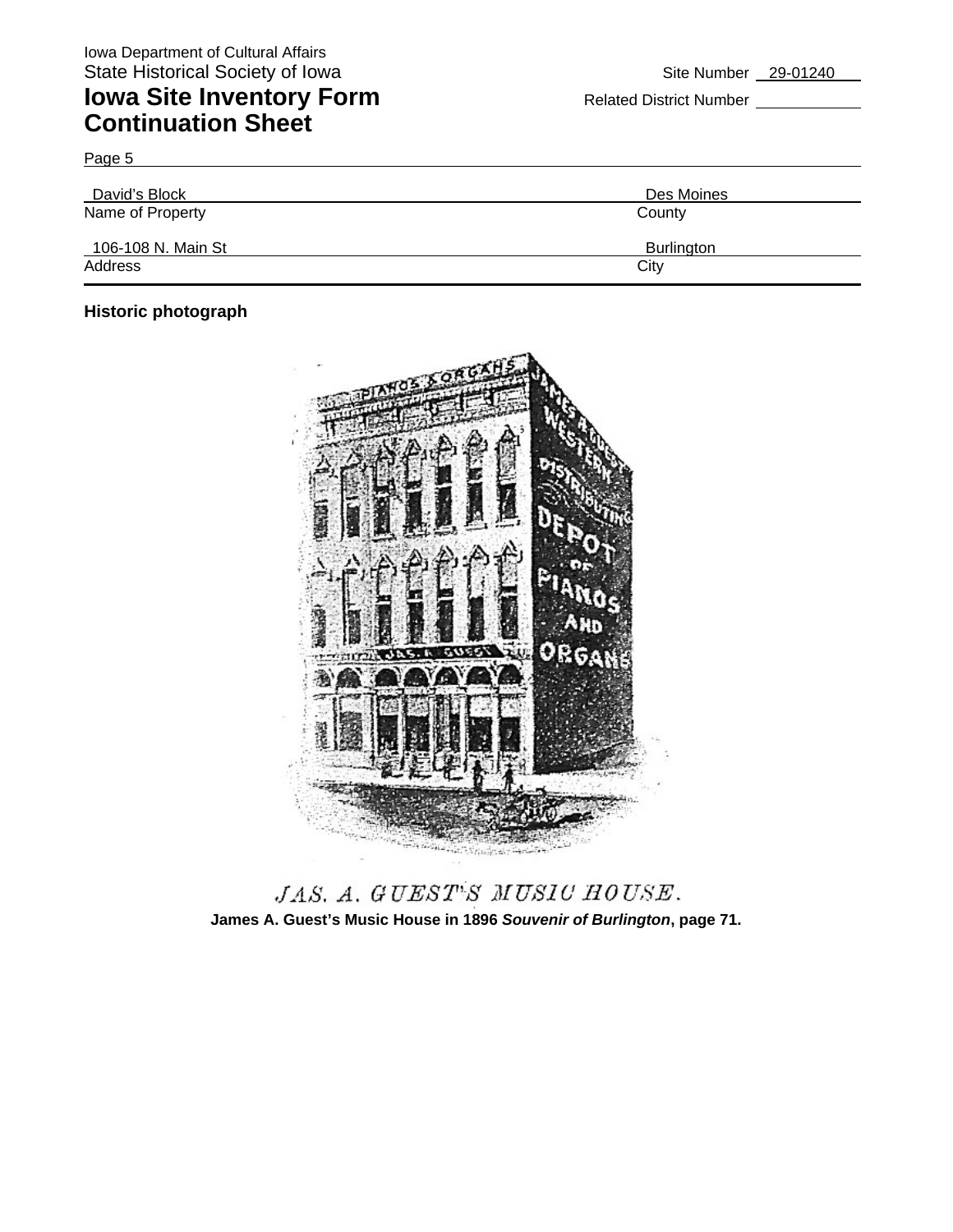Iowa Department of Cultural Affairs
State Historical Society of Iowa

# Iowa Site Inventory Form Continuation Sheet

Site Number 29-01240
Related District Number

Page 5

| David's Block | Des Moines |
|---|---|
| Name of Property | County |
| 106-108 N. Main St | Burlington |
| Address | City |

**Historic photograph**

JAS. A. GUEST'S MUSIC HOUSE.

**James A. Guest's Music House in 1896 *Souvenir of Burlington*, page 71.**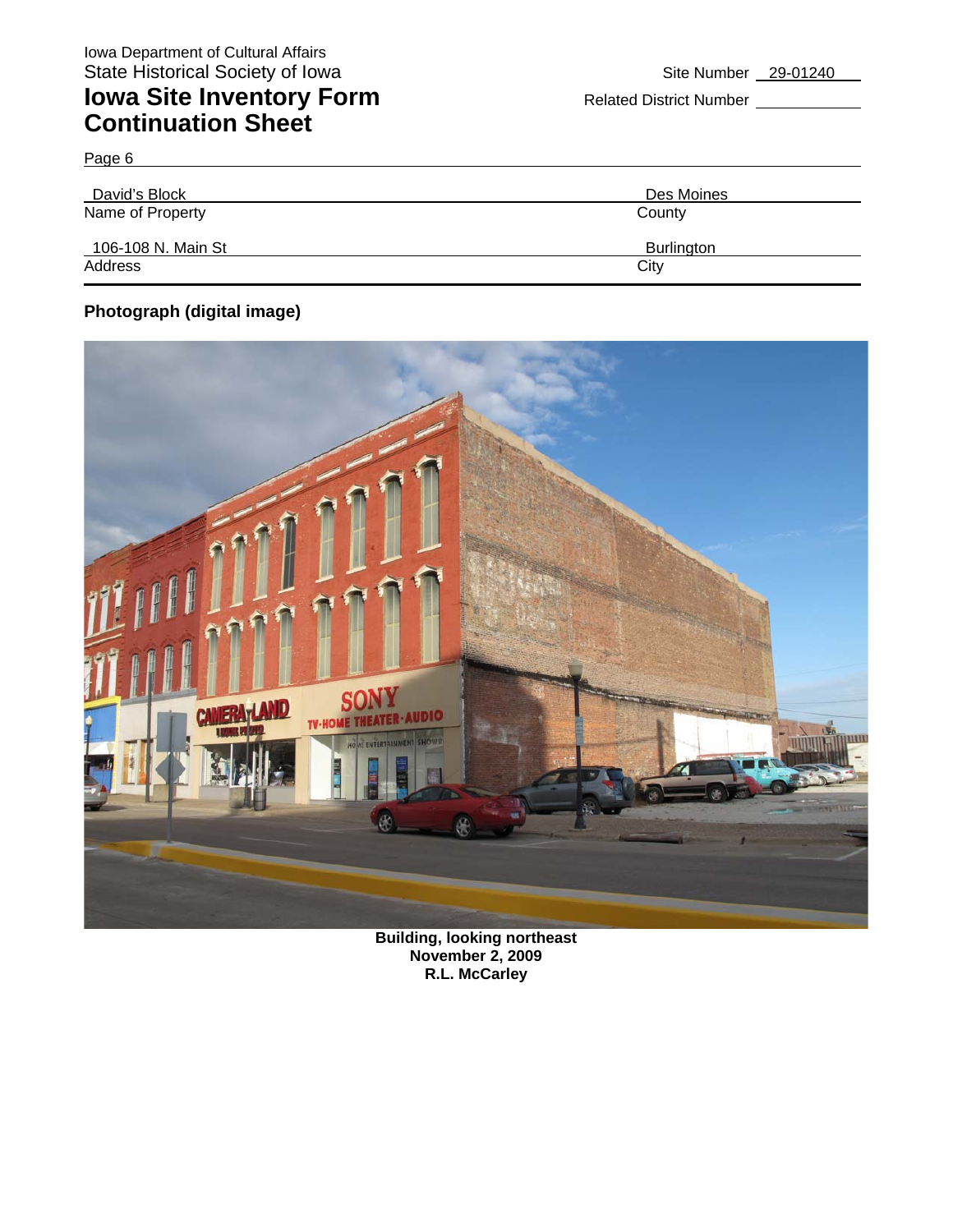Iowa Department of Cultural Affairs
State Historical Society of Iowa

# Iowa Site Inventory Form Continuation Sheet

Site Number 29-01240

Related District Number

Page 6

| Name of Property | County |
|---|---|
| David's Block | Des Moines |

| Address | City |
|---|---|
| 106-108 N. Main St | Burlington |

**Photograph (digital image)**

**Building, looking northeast**
**November 2, 2009**
**R.L. McCarley**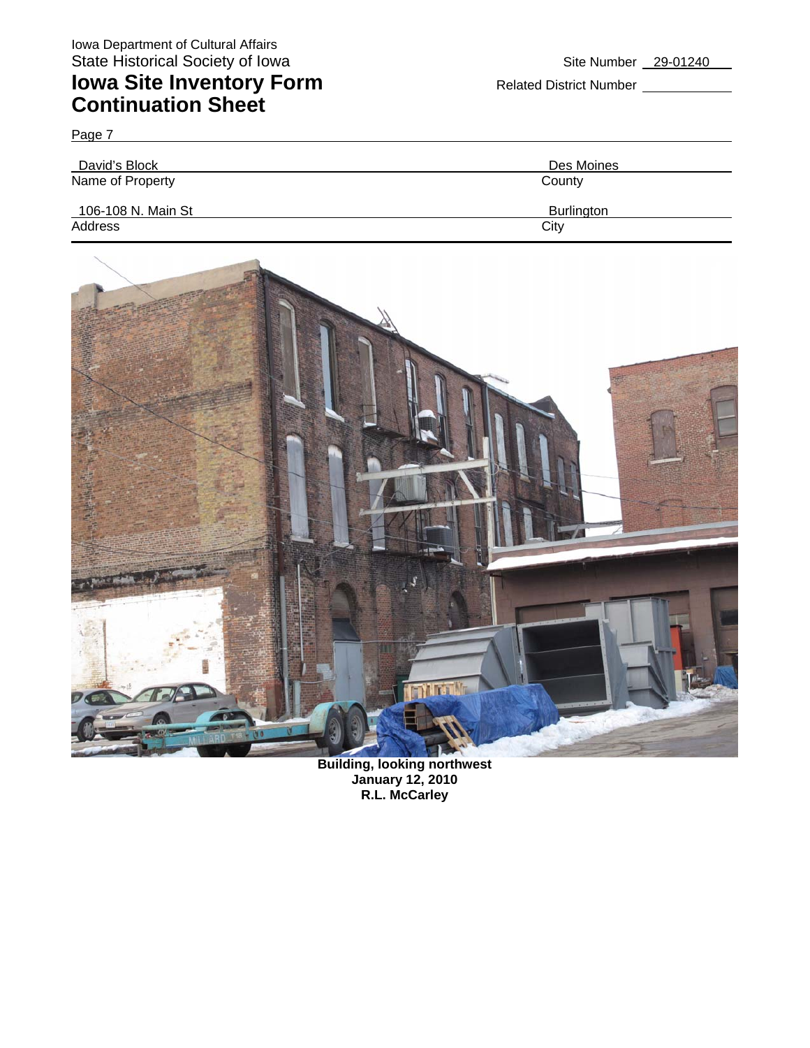Iowa Department of Cultural Affairs
State Historical Society of Iowa

# Iowa Site Inventory Form Continuation Sheet

Site Number 29-01240

Related District Number

Page 7

| | |
|---|---|
| David's Block | Des Moines |
| Name of Property | County |
| 106-108 N. Main St | Burlington |
| Address | City |

**Building, looking northwest**
**January 12, 2010**
**R.L. McCarley**